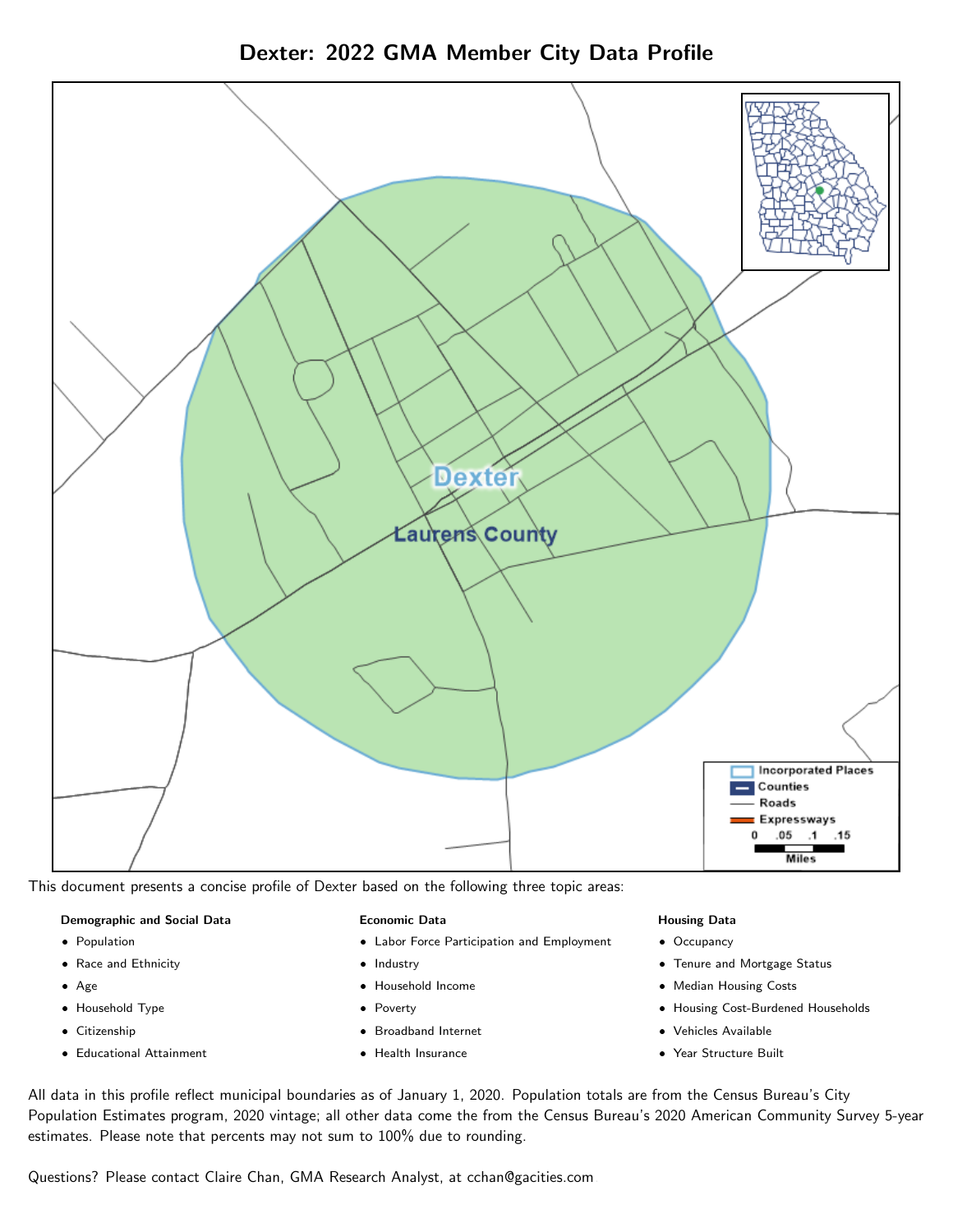# Dexter: 2022 GMA Member City Data Profile

This document presents a concise profile of Dexter based on the following three topic areas:

**Demographic and Social Data**

- Population
- Race and Ethnicity
- Age
- Household Type
- Citizenship
- Educational Attainment

**Economic Data**

- Labor Force Participation and Employment
- Industry
- Household Income
- Poverty
- Broadband Internet
- Health Insurance

**Housing Data**

- Occupancy
- Tenure and Mortgage Status
- Median Housing Costs
- Housing Cost-Burdened Households
- Vehicles Available
- Year Structure Built

All data in this profile reflect municipal boundaries as of January 1, 2020. Population totals are from the Census Bureau's City Population Estimates program, 2020 vintage; all other data come the from the Census Bureau's 2020 American Community Survey 5-year estimates. Please note that percents may not sum to 100% due to rounding.

Questions? Please contact Claire Chan, GMA Research Analyst, at cchan@gacities.com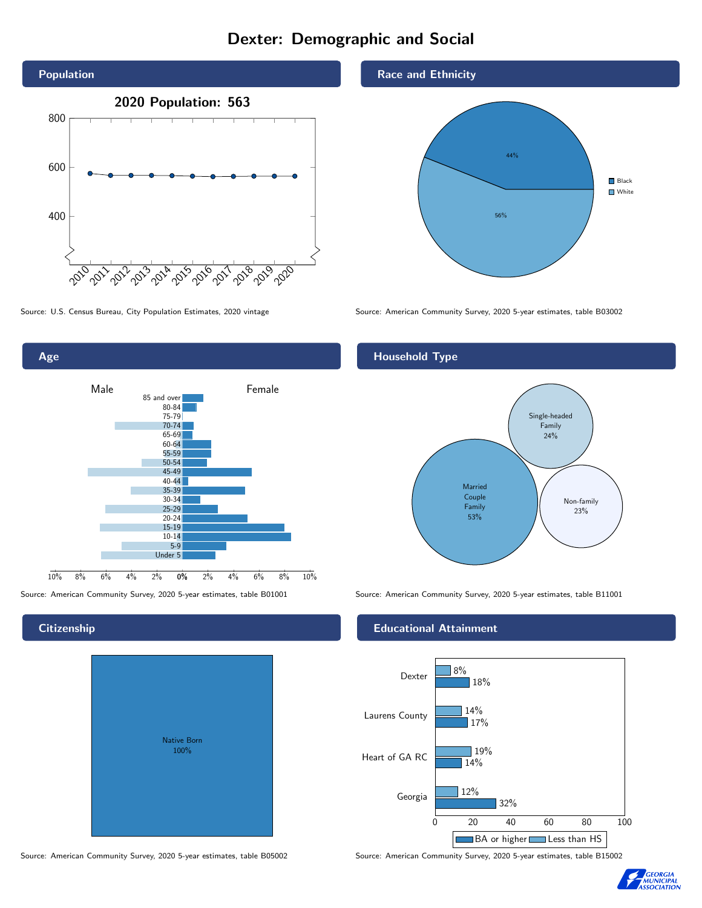# Dexter: Demographic and Social

## Population

2020 Population: 563

Source: U.S. Census Bureau, City Population Estimates, 2020 vintage

## Race and Ethnicity

| Race | Percent |
|---|---|
| Black | 44% |
| White | 56% |

Source: American Community Survey, 2020 5-year estimates, table B03002

## Age

Source: American Community Survey, 2020 5-year estimates, table B01001

## Household Type

| Household Type | Percent |
|---|---|
| Married Couple Family | 53% |
| Single-headed Family | 24% |
| Non-family | 23% |

Source: American Community Survey, 2020 5-year estimates, table B11001

## Citizenship

Native Born 100%

Source: American Community Survey, 2020 5-year estimates, table B05002

## Educational Attainment

| | Less than HS | BA or higher |
|---|---|---|
| Dexter | 8% | 18% |
| Laurens County | 14% | 17% |
| Heart of GA RC | 19% | 14% |
| Georgia | 12% | 32% |

Source: American Community Survey, 2020 5-year estimates, table B15002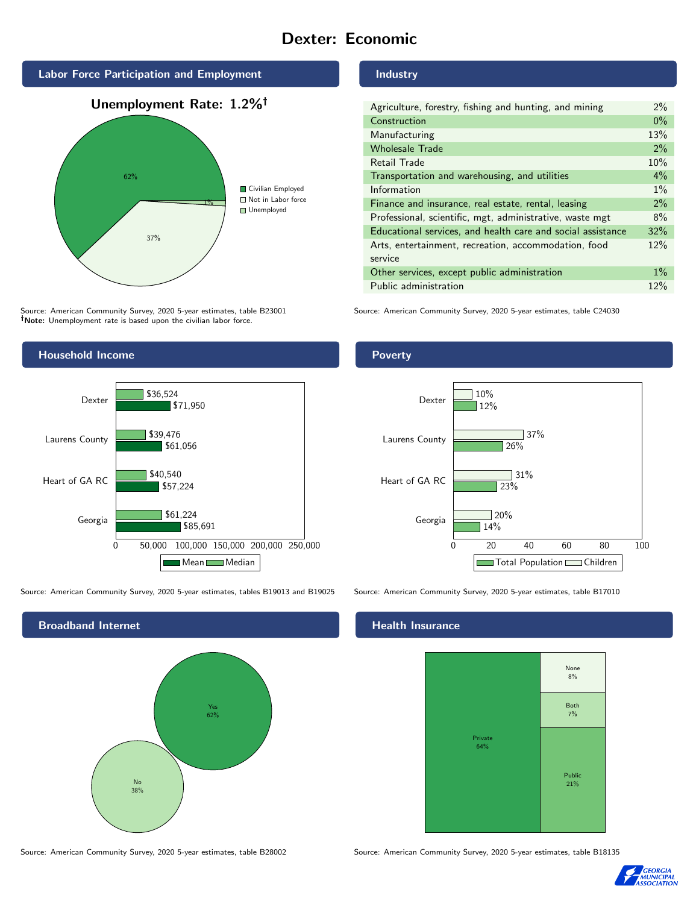# Dexter: Economic

## Labor Force Participation and Employment

**Unemployment Rate: 1.2%†**

| Category | Percent |
|---|---|
| Civilian Employed | 62% |
| Not in Labor force | 37% |
| Unemployed | 1% |

Source: American Community Survey, 2020 5-year estimates, table B23001
**†Note:** Unemployment rate is based upon the civilian labor force.

## Industry

| Industry | Percent |
|---|---|
| Agriculture, forestry, fishing and hunting, and mining | 2% |
| Construction | 0% |
| Manufacturing | 13% |
| Wholesale Trade | 2% |
| Retail Trade | 10% |
| Transportation and warehousing, and utilities | 4% |
| Information | 1% |
| Finance and insurance, real estate, rental, leasing | 2% |
| Professional, scientific, mgt, administrative, waste mgt | 8% |
| Educational services, and health care and social assistance | 32% |
| Arts, entertainment, recreation, accommodation, food service | 12% |
| Other services, except public administration | 1% |
| Public administration | 12% |

Source: American Community Survey, 2020 5-year estimates, table C24030

## Household Income

| | Median | Mean |
|---|---|---|
| Dexter | $36,524 | $71,950 |
| Laurens County | $39,476 | $61,056 |
| Heart of GA RC | $40,540 | $57,224 |
| Georgia | $61,224 | $85,691 |

Source: American Community Survey, 2020 5-year estimates, tables B19013 and B19025

## Poverty

| | Children | Total Population |
|---|---|---|
| Dexter | 10% | 12% |
| Laurens County | 37% | 26% |
| Heart of GA RC | 31% | 23% |
| Georgia | 20% | 14% |

Source: American Community Survey, 2020 5-year estimates, table B17010

## Broadband Internet

| | Percent |
|---|---|
| Yes | 62% |
| No | 38% |

Source: American Community Survey, 2020 5-year estimates, table B28002

## Health Insurance

| | Percent |
|---|---|
| Private | 64% |
| Public | 21% |
| Both | 7% |
| None | 8% |

Source: American Community Survey, 2020 5-year estimates, table B18135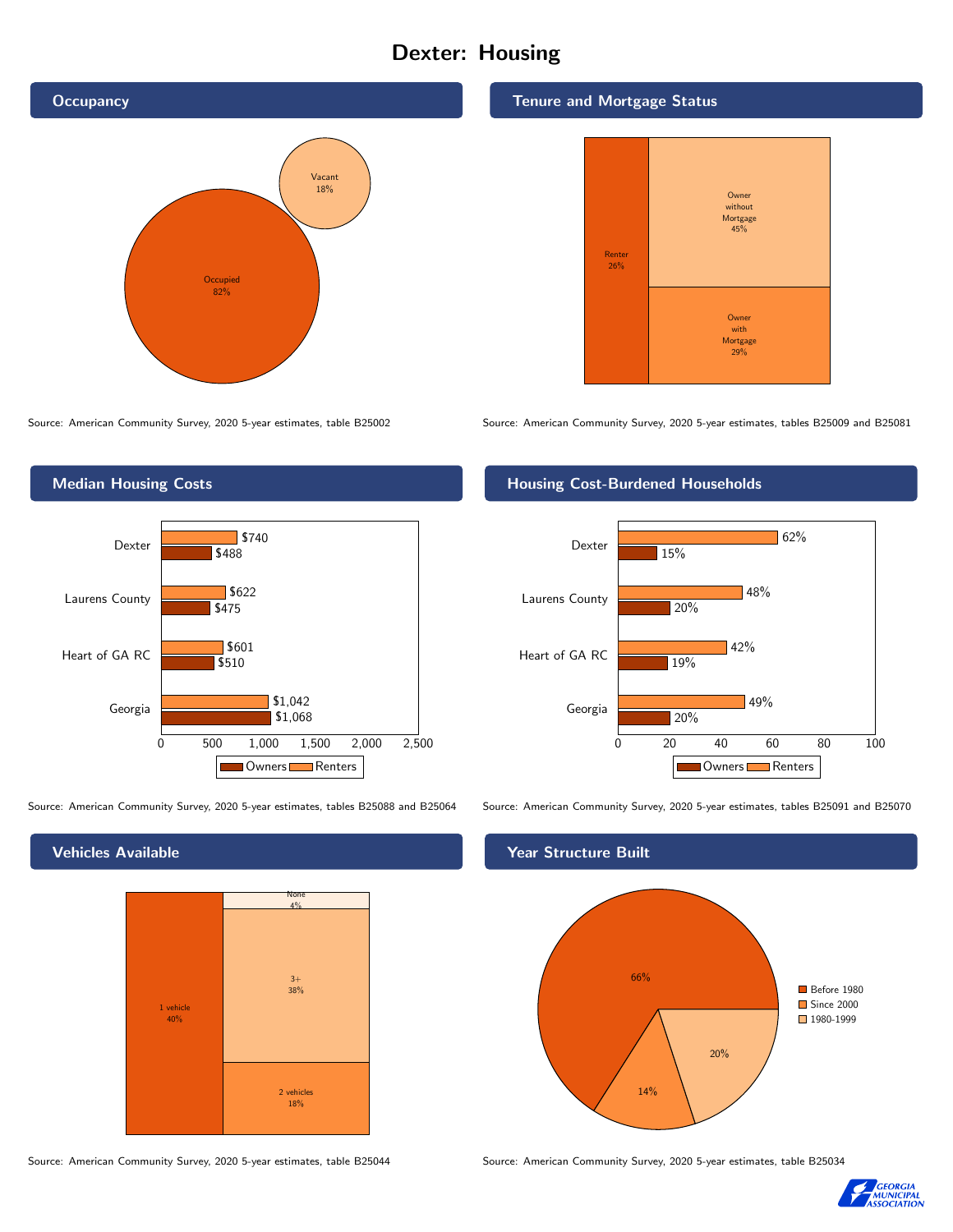# Dexter: Housing

## Occupancy

Vacant
18%

Occupied
82%

Source: American Community Survey, 2020 5-year estimates, table B25002

## Tenure and Mortgage Status

Renter
26%

Owner
without
Mortgage
45%

Owner
with
Mortgage
29%

Source: American Community Survey, 2020 5-year estimates, tables B25009 and B25081

## Median Housing Costs

Dexter
$740
$488

Laurens County
$622
$475

Heart of GA RC
$601
$510

Georgia
$1,042
$1,068

0 500 1,000 1,500 2,000 2,500

Owners Renters

Source: American Community Survey, 2020 5-year estimates, tables B25088 and B25064

## Housing Cost-Burdened Households

Dexter
62%
15%

Laurens County
48%
20%

Heart of GA RC
42%
19%

Georgia
49%
20%

0 20 40 60 80 100

Owners Renters

Source: American Community Survey, 2020 5-year estimates, tables B25091 and B25070

## Vehicles Available

1 vehicle
40%

None
4%

3+
38%

2 vehicles
18%

Source: American Community Survey, 2020 5-year estimates, table B25044

## Year Structure Built

66%

14%

20%

Before 1980
Since 2000
1980-1999

Source: American Community Survey, 2020 5-year estimates, table B25034

GEORGIA MUNICIPAL ASSOCIATION